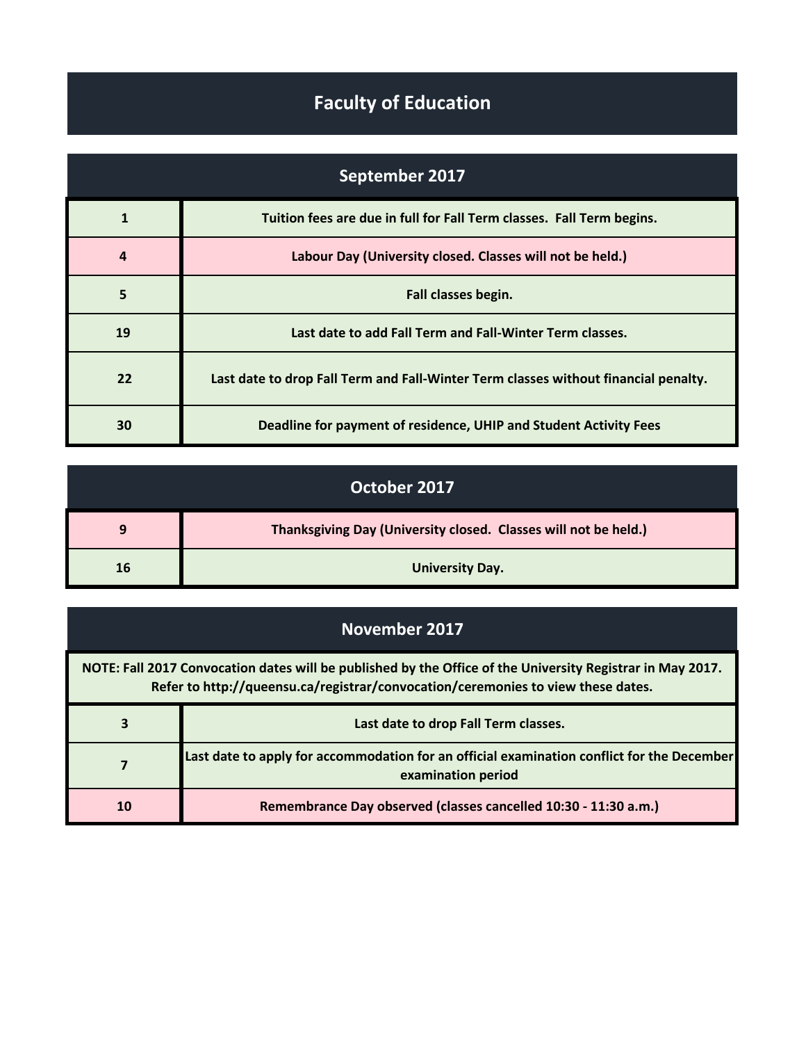# Faculty of Education

## September 2017

| | |
|---|---|
| 1 | Tuition fees are due in full for Fall Term classes. Fall Term begins. |
| 4 | Labour Day (University closed. Classes will not be held.) |
| 5 | Fall classes begin. |
| 19 | Last date to add Fall Term and Fall-Winter Term classes. |
| 22 | Last date to drop Fall Term and Fall-Winter Term classes without financial penalty. |
| 30 | Deadline for payment of residence, UHIP and Student Activity Fees |

## October 2017

| | |
|---|---|
| 9 | Thanksgiving Day (University closed. Classes will not be held.) |
| 16 | University Day. |

## November 2017

**NOTE: Fall 2017 Convocation dates will be published by the Office of the University Registrar in May 2017. Refer to http://queensu.ca/registrar/convocation/ceremonies to view these dates.**

| | |
|---|---|
| 3 | Last date to drop Fall Term classes. |
| 7 | Last date to apply for accommodation for an official examination conflict for the December examination period |
| 10 | Remembrance Day observed (classes cancelled 10:30 - 11:30 a.m.) |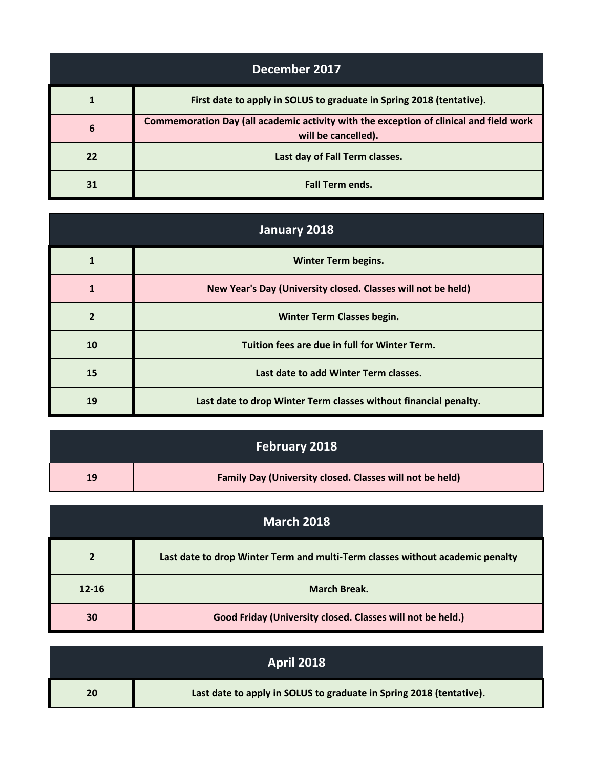| December 2017 | |
|---|---|
| 1 | First date to apply in SOLUS to graduate in Spring 2018 (tentative). |
| 6 | Commemoration Day (all academic activity with the exception of clinical and field work will be cancelled). |
| 22 | Last day of Fall Term classes. |
| 31 | Fall Term ends. |

| January 2018 | |
|---|---|
| 1 | Winter Term begins. |
| 1 | New Year's Day (University closed. Classes will not be held) |
| 2 | Winter Term Classes begin. |
| 10 | Tuition fees are due in full for Winter Term. |
| 15 | Last date to add Winter Term classes. |
| 19 | Last date to drop Winter Term classes without financial penalty. |

| February 2018 | |
|---|---|
| 19 | Family Day (University closed. Classes will not be held) |

| March 2018 | |
|---|---|
| 2 | Last date to drop Winter Term and multi-Term classes without academic penalty |
| 12-16 | March Break. |
| 30 | Good Friday (University closed. Classes will not be held.) |

| April 2018 | |
|---|---|
| 20 | Last date to apply in SOLUS to graduate in Spring 2018 (tentative). |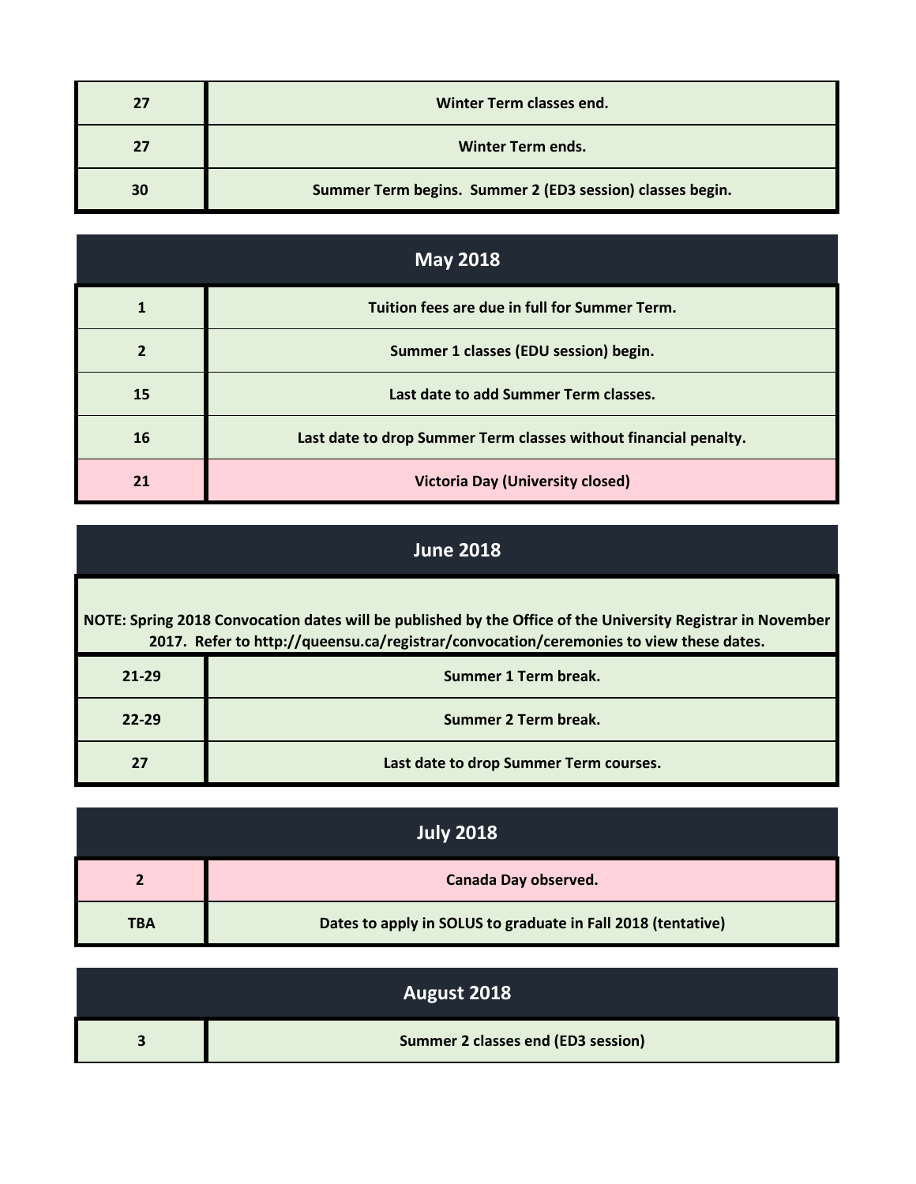| | |
|---|---|
| 27 | Winter Term classes end. |
| 27 | Winter Term ends. |
| 30 | Summer Term begins.  Summer 2 (ED3 session) classes begin. |

## May 2018

| | |
|---|---|
| 1 | Tuition fees are due in full for Summer Term. |
| 2 | Summer 1 classes (EDU session) begin. |
| 15 | Last date to add Summer Term classes. |
| 16 | Last date to drop Summer Term classes without financial penalty. |
| 21 | Victoria Day (University closed) |

## June 2018

**NOTE: Spring 2018 Convocation dates will be published by the Office of the University Registrar in November 2017.  Refer to http://queensu.ca/registrar/convocation/ceremonies to view these dates.**

| | |
|---|---|
| 21-29 | Summer 1 Term break. |
| 22-29 | Summer 2 Term break. |
| 27 | Last date to drop Summer Term courses. |

## July 2018

| | |
|---|---|
| 2 | Canada Day observed. |
| TBA | Dates to apply in SOLUS to graduate in Fall 2018 (tentative) |

## August 2018

| | |
|---|---|
| 3 | Summer 2 classes end (ED3 session) |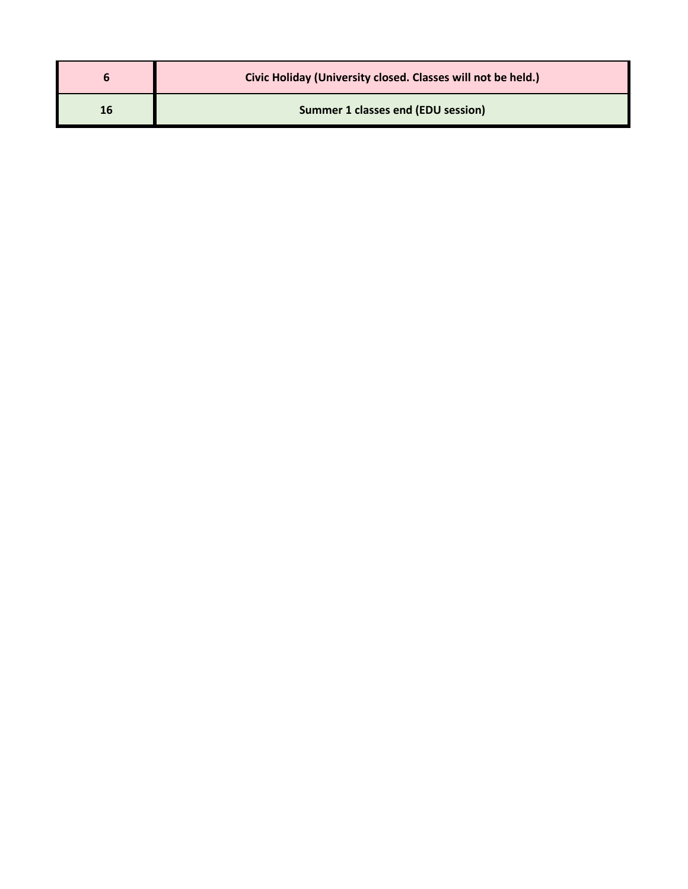| | |
|---|---|
| **6** | **Civic Holiday (University closed. Classes will not be held.)** |
| **16** | **Summer 1 classes end (EDU session)** |